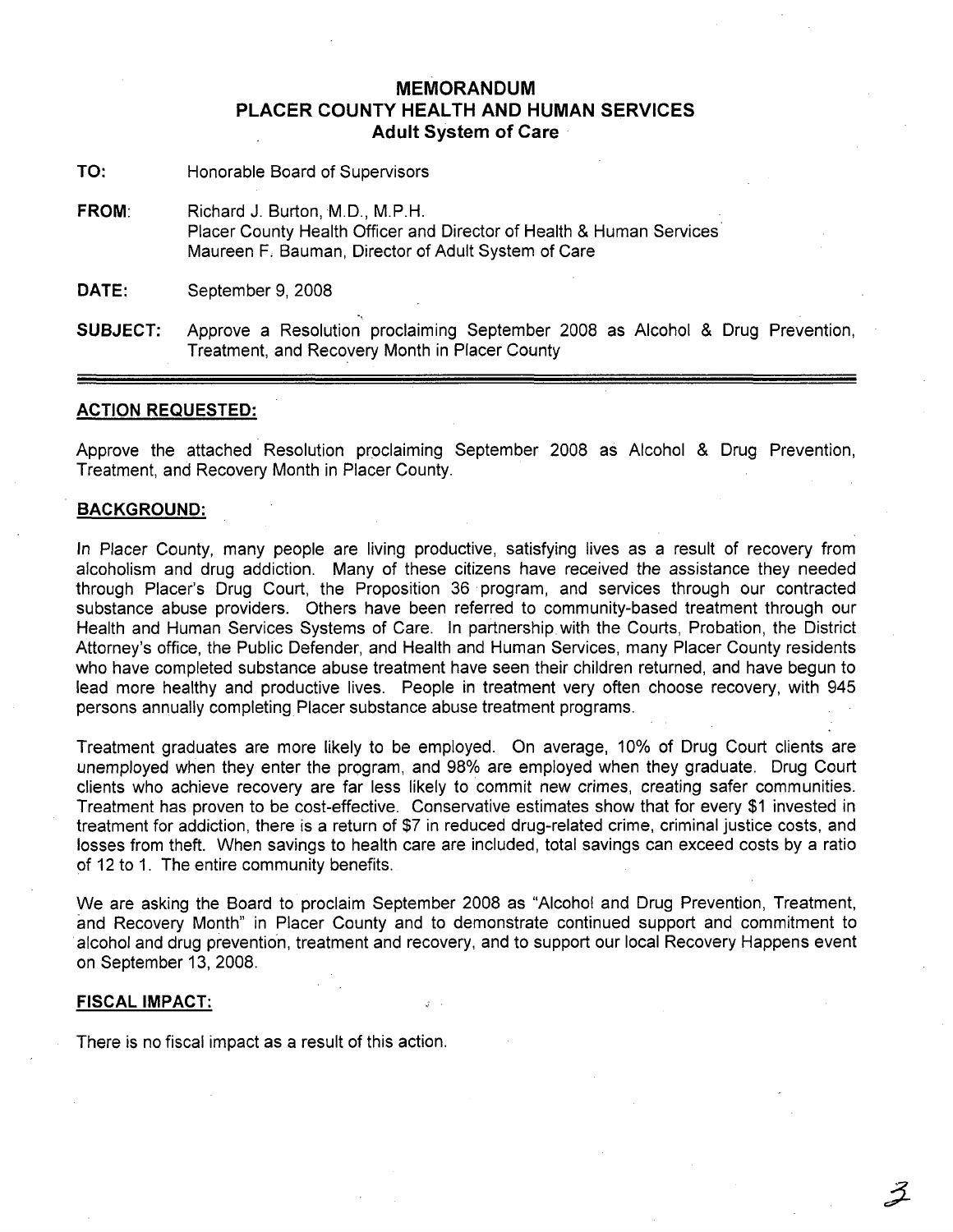# MEMORANDUM
## PLACER COUNTY HEALTH AND HUMAN SERVICES
### Adult System of Care

**TO:** Honorable Board of Supervisors

**FROM:** Richard J. Burton, M.D., M.P.H.
Placer County Health Officer and Director of Health & Human Services
Maureen F. Bauman, Director of Adult System of Care

**DATE:** September 9, 2008

**SUBJECT:** Approve a Resolution proclaiming September 2008 as Alcohol & Drug Prevention, Treatment, and Recovery Month in Placer County

---

**ACTION REQUESTED:**

Approve the attached Resolution proclaiming September 2008 as Alcohol & Drug Prevention, Treatment, and Recovery Month in Placer County.

**BACKGROUND:**

In Placer County, many people are living productive, satisfying lives as a result of recovery from alcoholism and drug addiction. Many of these citizens have received the assistance they needed through Placer's Drug Court, the Proposition 36 program, and services through our contracted substance abuse providers. Others have been referred to community-based treatment through our Health and Human Services Systems of Care. In partnership with the Courts, Probation, the District Attorney's office, the Public Defender, and Health and Human Services, many Placer County residents who have completed substance abuse treatment have seen their children returned, and have begun to lead more healthy and productive lives. People in treatment very often choose recovery, with 945 persons annually completing Placer substance abuse treatment programs.

Treatment graduates are more likely to be employed. On average, 10% of Drug Court clients are unemployed when they enter the program, and 98% are employed when they graduate. Drug Court clients who achieve recovery are far less likely to commit new crimes, creating safer communities. Treatment has proven to be cost-effective. Conservative estimates show that for every $1 invested in treatment for addiction, there is a return of $7 in reduced drug-related crime, criminal justice costs, and losses from theft. When savings to health care are included, total savings can exceed costs by a ratio of 12 to 1. The entire community benefits.

We are asking the Board to proclaim September 2008 as "Alcohol and Drug Prevention, Treatment, and Recovery Month" in Placer County and to demonstrate continued support and commitment to alcohol and drug prevention, treatment and recovery, and to support our local Recovery Happens event on September 13, 2008.

**FISCAL IMPACT:**

There is no fiscal impact as a result of this action.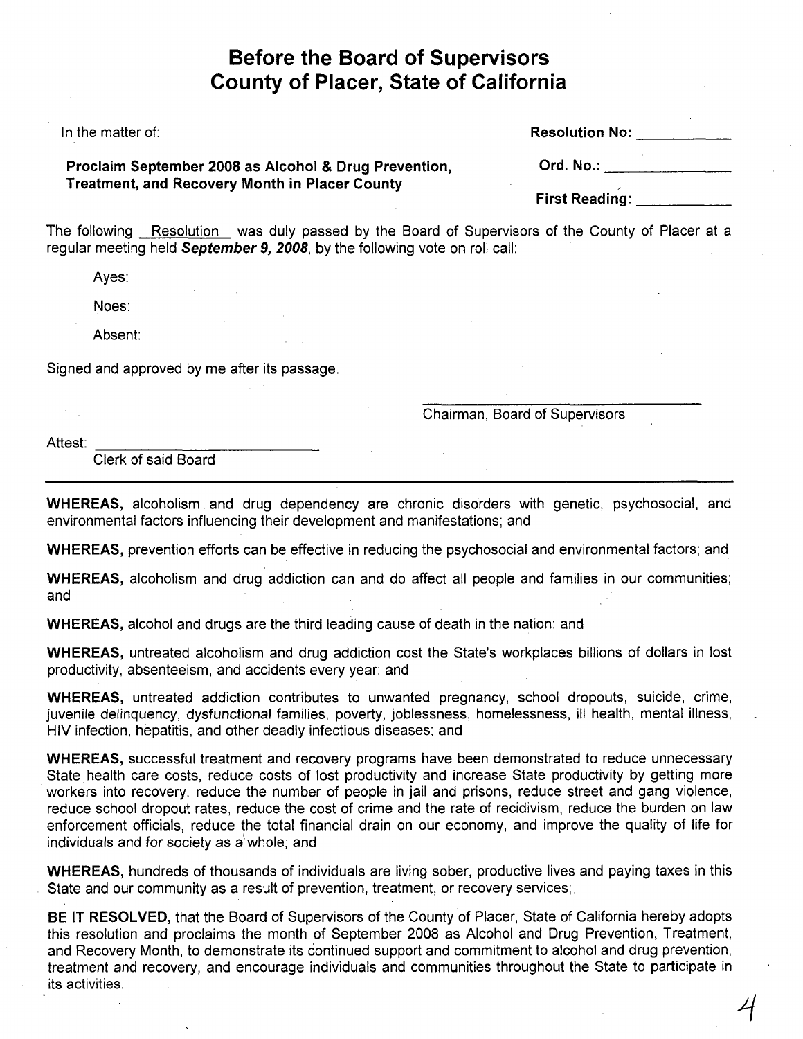# Before the Board of Supervisors County of Placer, State of California

In the matter of:

**Proclaim September 2008 as Alcohol & Drug Prevention, Treatment, and Recovery Month in Placer County**

**Resolution No:** ___________

**Ord. No.:** ___________

**First Reading:** ___________

The following Resolution was duly passed by the Board of Supervisors of the County of Placer at a regular meeting held ***September 9, 2008***, by the following vote on roll call:

Ayes:

Noes:

Absent:

Signed and approved by me after its passage.

_______________________________
Chairman, Board of Supervisors

Attest: ___________________________
Clerk of said Board

---

**WHEREAS,** alcoholism and drug dependency are chronic disorders with genetic, psychosocial, and environmental factors influencing their development and manifestations; and

**WHEREAS,** prevention efforts can be effective in reducing the psychosocial and environmental factors; and

**WHEREAS,** alcoholism and drug addiction can and do affect all people and families in our communities; and

**WHEREAS,** alcohol and drugs are the third leading cause of death in the nation; and

**WHEREAS,** untreated alcoholism and drug addiction cost the State's workplaces billions of dollars in lost productivity, absenteeism, and accidents every year; and

**WHEREAS,** untreated addiction contributes to unwanted pregnancy, school dropouts, suicide, crime, juvenile delinquency, dysfunctional families, poverty, joblessness, homelessness, ill health, mental illness, HIV infection, hepatitis, and other deadly infectious diseases; and

**WHEREAS,** successful treatment and recovery programs have been demonstrated to reduce unnecessary State health care costs, reduce costs of lost productivity and increase State productivity by getting more workers into recovery, reduce the number of people in jail and prisons, reduce street and gang violence, reduce school dropout rates, reduce the cost of crime and the rate of recidivism, reduce the burden on law enforcement officials, reduce the total financial drain on our economy, and improve the quality of life for individuals and for society as a whole; and

**WHEREAS,** hundreds of thousands of individuals are living sober, productive lives and paying taxes in this State and our community as a result of prevention, treatment, or recovery services;

**BE IT RESOLVED,** that the Board of Supervisors of the County of Placer, State of California hereby adopts this resolution and proclaims the month of September 2008 as Alcohol and Drug Prevention, Treatment, and Recovery Month, to demonstrate its continued support and commitment to alcohol and drug prevention, treatment and recovery, and encourage individuals and communities throughout the State to participate in its activities.